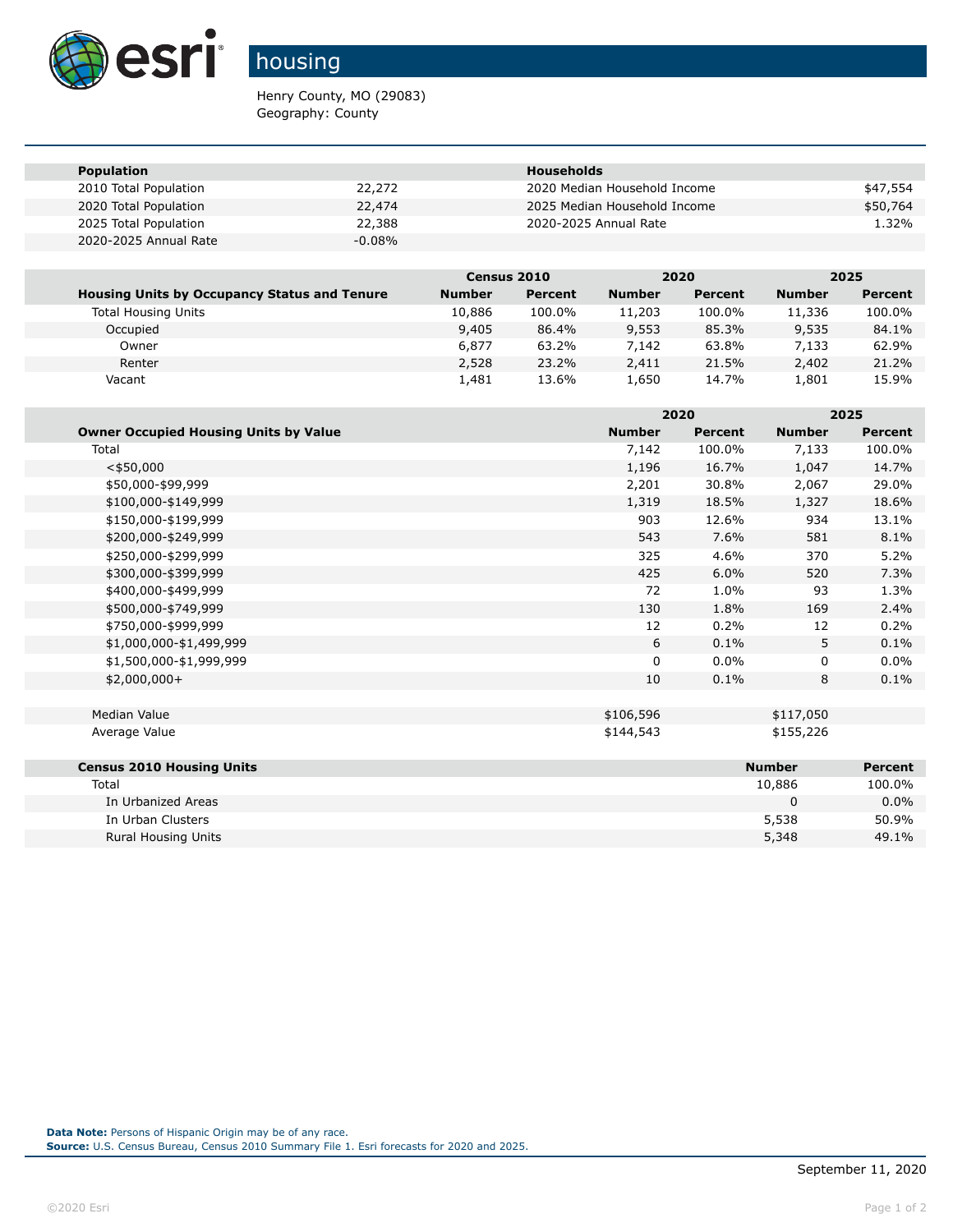# housing

Henry County, MO (29083)
Geography: County

| Population | | Households | |
|---|---|---|---|
| 2010 Total Population | 22,272 | 2020 Median Household Income | $47,554 |
| 2020 Total Population | 22,474 | 2025 Median Household Income | $50,764 |
| 2025 Total Population | 22,388 | 2020-2025 Annual Rate | 1.32% |
| 2020-2025 Annual Rate | -0.08% | | |

| | Census 2010 | | 2020 | | 2025 | |
|---|---|---|---|---|---|---|
| **Housing Units by Occupancy Status and Tenure** | **Number** | **Percent** | **Number** | **Percent** | **Number** | **Percent** |
| Total Housing Units | 10,886 | 100.0% | 11,203 | 100.0% | 11,336 | 100.0% |
| Occupied | 9,405 | 86.4% | 9,553 | 85.3% | 9,535 | 84.1% |
| Owner | 6,877 | 63.2% | 7,142 | 63.8% | 7,133 | 62.9% |
| Renter | 2,528 | 23.2% | 2,411 | 21.5% | 2,402 | 21.2% |
| Vacant | 1,481 | 13.6% | 1,650 | 14.7% | 1,801 | 15.9% |

| | 2020 | | 2025 | |
|---|---|---|---|---|
| **Owner Occupied Housing Units by Value** | **Number** | **Percent** | **Number** | **Percent** |
| Total | 7,142 | 100.0% | 7,133 | 100.0% |
| <$50,000 | 1,196 | 16.7% | 1,047 | 14.7% |
| $50,000-$99,999 | 2,201 | 30.8% | 2,067 | 29.0% |
| $100,000-$149,999 | 1,319 | 18.5% | 1,327 | 18.6% |
| $150,000-$199,999 | 903 | 12.6% | 934 | 13.1% |
| $200,000-$249,999 | 543 | 7.6% | 581 | 8.1% |
| $250,000-$299,999 | 325 | 4.6% | 370 | 5.2% |
| $300,000-$399,999 | 425 | 6.0% | 520 | 7.3% |
| $400,000-$499,999 | 72 | 1.0% | 93 | 1.3% |
| $500,000-$749,999 | 130 | 1.8% | 169 | 2.4% |
| $750,000-$999,999 | 12 | 0.2% | 12 | 0.2% |
| $1,000,000-$1,499,999 | 6 | 0.1% | 5 | 0.1% |
| $1,500,000-$1,999,999 | 0 | 0.0% | 0 | 0.0% |
| $2,000,000+ | 10 | 0.1% | 8 | 0.1% |
| | | | | |
| Median Value | $106,596 | | $117,050 | |
| Average Value | $144,543 | | $155,226 | |

| Census 2010 Housing Units | Number | Percent |
|---|---|---|
| Total | 10,886 | 100.0% |
| In Urbanized Areas | 0 | 0.0% |
| In Urban Clusters | 5,538 | 50.9% |
| Rural Housing Units | 5,348 | 49.1% |

**Data Note:** Persons of Hispanic Origin may be of any race.
**Source:** U.S. Census Bureau, Census 2010 Summary File 1. Esri forecasts for 2020 and 2025.

September 11, 2020

©2020 Esri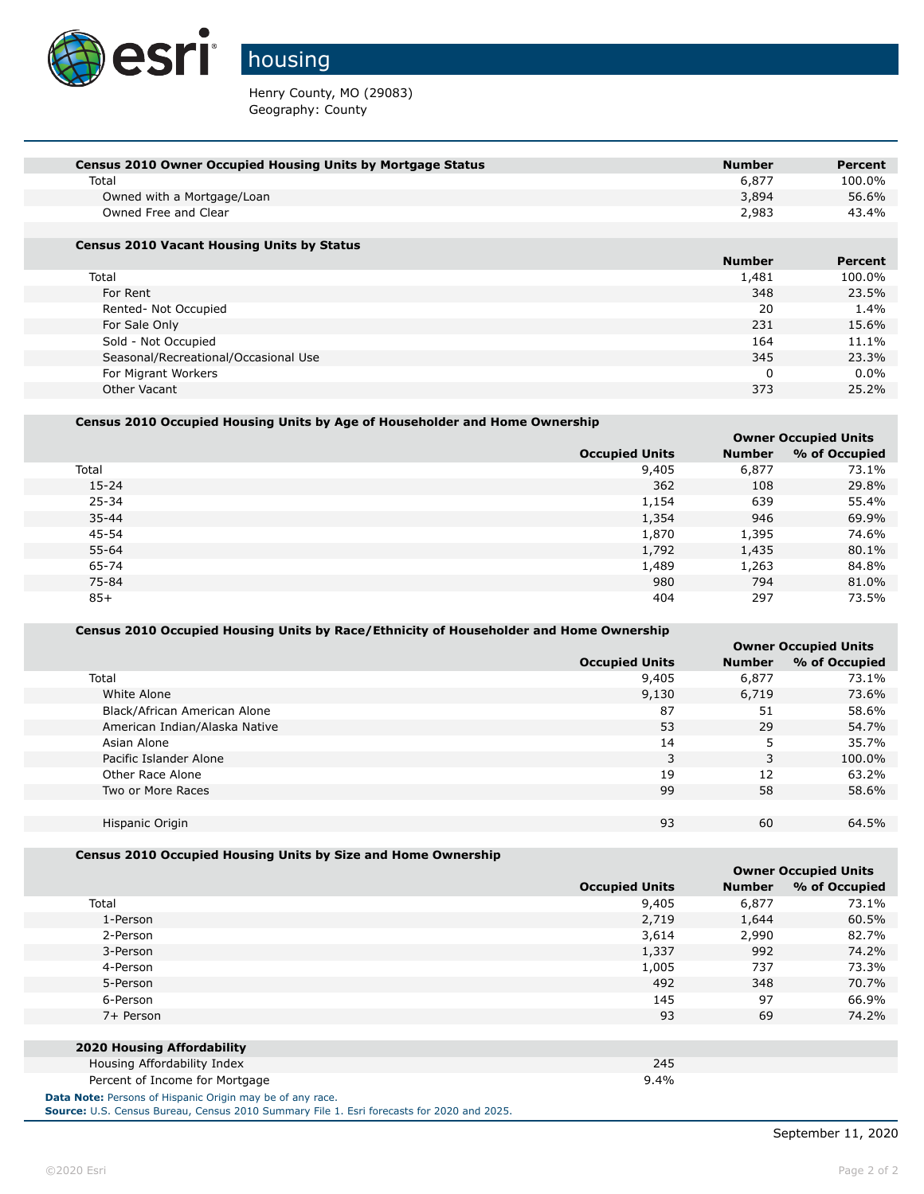# housing

Henry County, MO (29083)
Geography: County

| Census 2010 Owner Occupied Housing Units by Mortgage Status | Number | Percent |
|---|---|---|
| Total | 6,877 | 100.0% |
| Owned with a Mortgage/Loan | 3,894 | 56.6% |
| Owned Free and Clear | 2,983 | 43.4% |

| Census 2010 Vacant Housing Units by Status | Number | Percent |
|---|---|---|
| Total | 1,481 | 100.0% |
| For Rent | 348 | 23.5% |
| Rented- Not Occupied | 20 | 1.4% |
| For Sale Only | 231 | 15.6% |
| Sold - Not Occupied | 164 | 11.1% |
| Seasonal/Recreational/Occasional Use | 345 | 23.3% |
| For Migrant Workers | 0 | 0.0% |
| Other Vacant | 373 | 25.2% |

| Census 2010 Occupied Housing Units by Age of Householder and Home Ownership | | Owner Occupied Units | |
|---|---|---|---|
| | Occupied Units | Number | % of Occupied |
| Total | 9,405 | 6,877 | 73.1% |
| 15-24 | 362 | 108 | 29.8% |
| 25-34 | 1,154 | 639 | 55.4% |
| 35-44 | 1,354 | 946 | 69.9% |
| 45-54 | 1,870 | 1,395 | 74.6% |
| 55-64 | 1,792 | 1,435 | 80.1% |
| 65-74 | 1,489 | 1,263 | 84.8% |
| 75-84 | 980 | 794 | 81.0% |
| 85+ | 404 | 297 | 73.5% |

| Census 2010 Occupied Housing Units by Race/Ethnicity of Householder and Home Ownership | | Owner Occupied Units | |
|---|---|---|---|
| | Occupied Units | Number | % of Occupied |
| Total | 9,405 | 6,877 | 73.1% |
| White Alone | 9,130 | 6,719 | 73.6% |
| Black/African American Alone | 87 | 51 | 58.6% |
| American Indian/Alaska Native | 53 | 29 | 54.7% |
| Asian Alone | 14 | 5 | 35.7% |
| Pacific Islander Alone | 3 | 3 | 100.0% |
| Other Race Alone | 19 | 12 | 63.2% |
| Two or More Races | 99 | 58 | 58.6% |
| | | | |
| Hispanic Origin | 93 | 60 | 64.5% |

| Census 2010 Occupied Housing Units by Size and Home Ownership | | Owner Occupied Units | |
|---|---|---|---|
| | Occupied Units | Number | % of Occupied |
| Total | 9,405 | 6,877 | 73.1% |
| 1-Person | 2,719 | 1,644 | 60.5% |
| 2-Person | 3,614 | 2,990 | 82.7% |
| 3-Person | 1,337 | 992 | 74.2% |
| 4-Person | 1,005 | 737 | 73.3% |
| 5-Person | 492 | 348 | 70.7% |
| 6-Person | 145 | 97 | 66.9% |
| 7+ Person | 93 | 69 | 74.2% |

| 2020 Housing Affordability | |
|---|---|
| Housing Affordability Index | 245 |
| Percent of Income for Mortgage | 9.4% |

**Data Note:** Persons of Hispanic Origin may be of any race.
**Source:** U.S. Census Bureau, Census 2010 Summary File 1. Esri forecasts for 2020 and 2025.

September 11, 2020

©2020 Esri